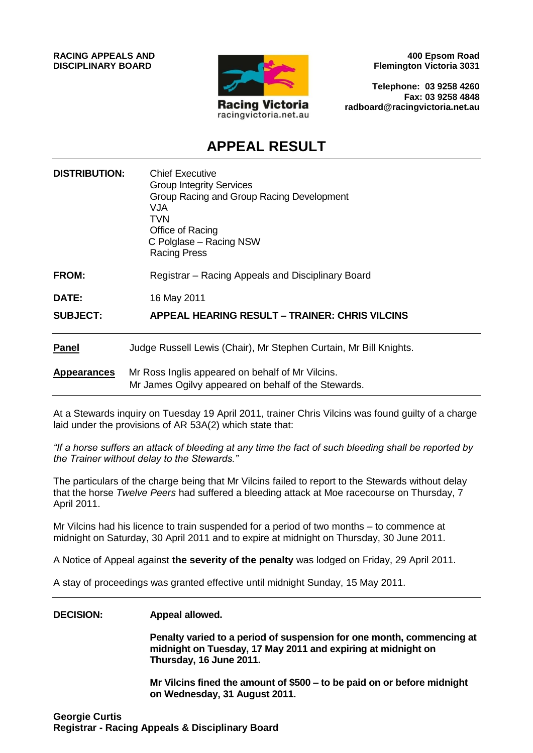**RACING APPEALS AND DISCIPLINARY BOARD**

Racing Victoria
racingvictoria.net.au

**400 Epsom Road**
**Flemington Victoria 3031**

**Telephone: 03 9258 4260**
**Fax: 03 9258 4848**
**radboard@racingvictoria.net.au**

# APPEAL RESULT

**DISTRIBUTION:** Chief Executive
Group Integrity Services
Group Racing and Group Racing Development
VJA
TVN
Office of Racing
C Polglase – Racing NSW
Racing Press

**FROM:** Registrar – Racing Appeals and Disciplinary Board

**DATE:** 16 May 2011

**SUBJECT:** **APPEAL HEARING RESULT – TRAINER: CHRIS VILCINS**

---

**Panel** Judge Russell Lewis (Chair), Mr Stephen Curtain, Mr Bill Knights.

**Appearances** Mr Ross Inglis appeared on behalf of Mr Vilcins.
Mr James Ogilvy appeared on behalf of the Stewards.

---

At a Stewards inquiry on Tuesday 19 April 2011, trainer Chris Vilcins was found guilty of a charge laid under the provisions of AR 53A(2) which state that:

*"If a horse suffers an attack of bleeding at any time the fact of such bleeding shall be reported by the Trainer without delay to the Stewards."*

The particulars of the charge being that Mr Vilcins failed to report to the Stewards without delay that the horse *Twelve Peers* had suffered a bleeding attack at Moe racecourse on Thursday, 7 April 2011.

Mr Vilcins had his licence to train suspended for a period of two months – to commence at midnight on Saturday, 30 April 2011 and to expire at midnight on Thursday, 30 June 2011.

A Notice of Appeal against **the severity of the penalty** was lodged on Friday, 29 April 2011.

A stay of proceedings was granted effective until midnight Sunday, 15 May 2011.

---

**DECISION:** **Appeal allowed.**

**Penalty varied to a period of suspension for one month, commencing at midnight on Tuesday, 17 May 2011 and expiring at midnight on Thursday, 16 June 2011.**

**Mr Vilcins fined the amount of $500 – to be paid on or before midnight on Wednesday, 31 August 2011.**

**Georgie Curtis**
**Registrar - Racing Appeals & Disciplinary Board**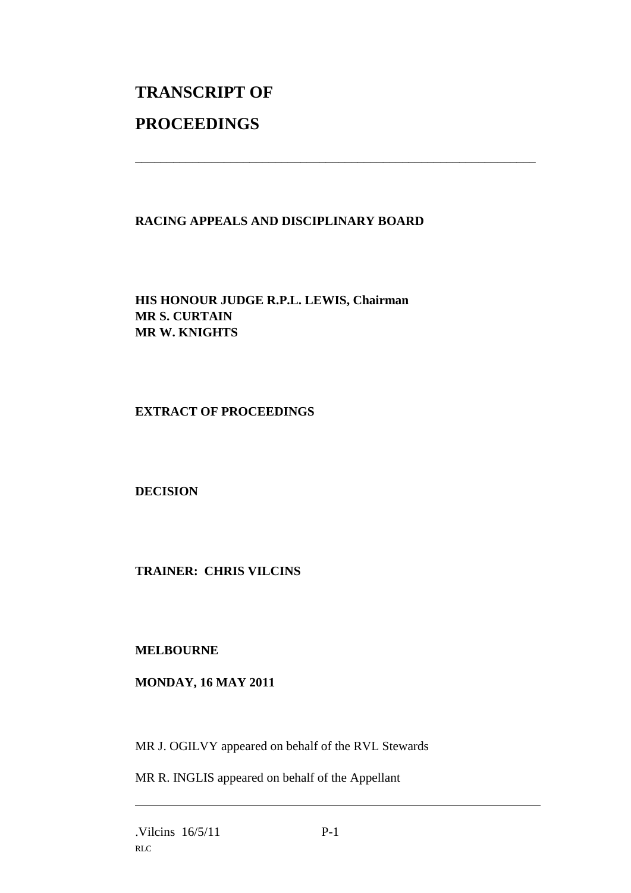# TRANSCRIPT OF PROCEEDINGS

---

**RACING APPEALS AND DISCIPLINARY BOARD**

**HIS HONOUR JUDGE R.P.L. LEWIS, Chairman**
**MR S. CURTAIN**
**MR W. KNIGHTS**

**EXTRACT OF PROCEEDINGS**

**DECISION**

**TRAINER: CHRIS VILCINS**

**MELBOURNE**

**MONDAY, 16 MAY 2011**

MR J. OGILVY appeared on behalf of the RVL Stewards

MR R. INGLIS appeared on behalf of the Appellant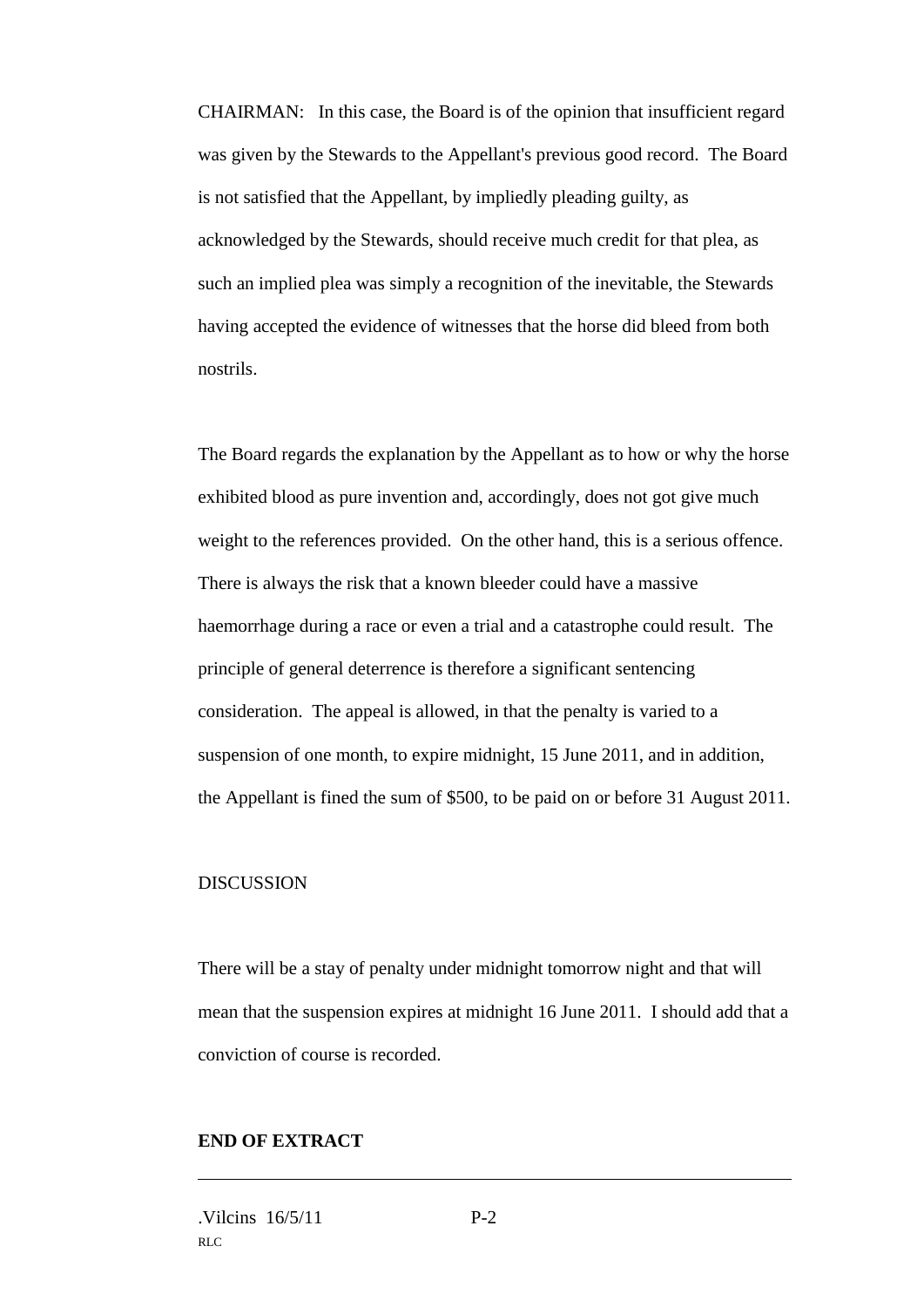CHAIRMAN: In this case, the Board is of the opinion that insufficient regard was given by the Stewards to the Appellant's previous good record. The Board is not satisfied that the Appellant, by impliedly pleading guilty, as acknowledged by the Stewards, should receive much credit for that plea, as such an implied plea was simply a recognition of the inevitable, the Stewards having accepted the evidence of witnesses that the horse did bleed from both nostrils.

The Board regards the explanation by the Appellant as to how or why the horse exhibited blood as pure invention and, accordingly, does not got give much weight to the references provided. On the other hand, this is a serious offence. There is always the risk that a known bleeder could have a massive haemorrhage during a race or even a trial and a catastrophe could result. The principle of general deterrence is therefore a significant sentencing consideration. The appeal is allowed, in that the penalty is varied to a suspension of one month, to expire midnight, 15 June 2011, and in addition, the Appellant is fined the sum of $500, to be paid on or before 31 August 2011.

DISCUSSION

There will be a stay of penalty under midnight tomorrow night and that will mean that the suspension expires at midnight 16 June 2011. I should add that a conviction of course is recorded.

**END OF EXTRACT**